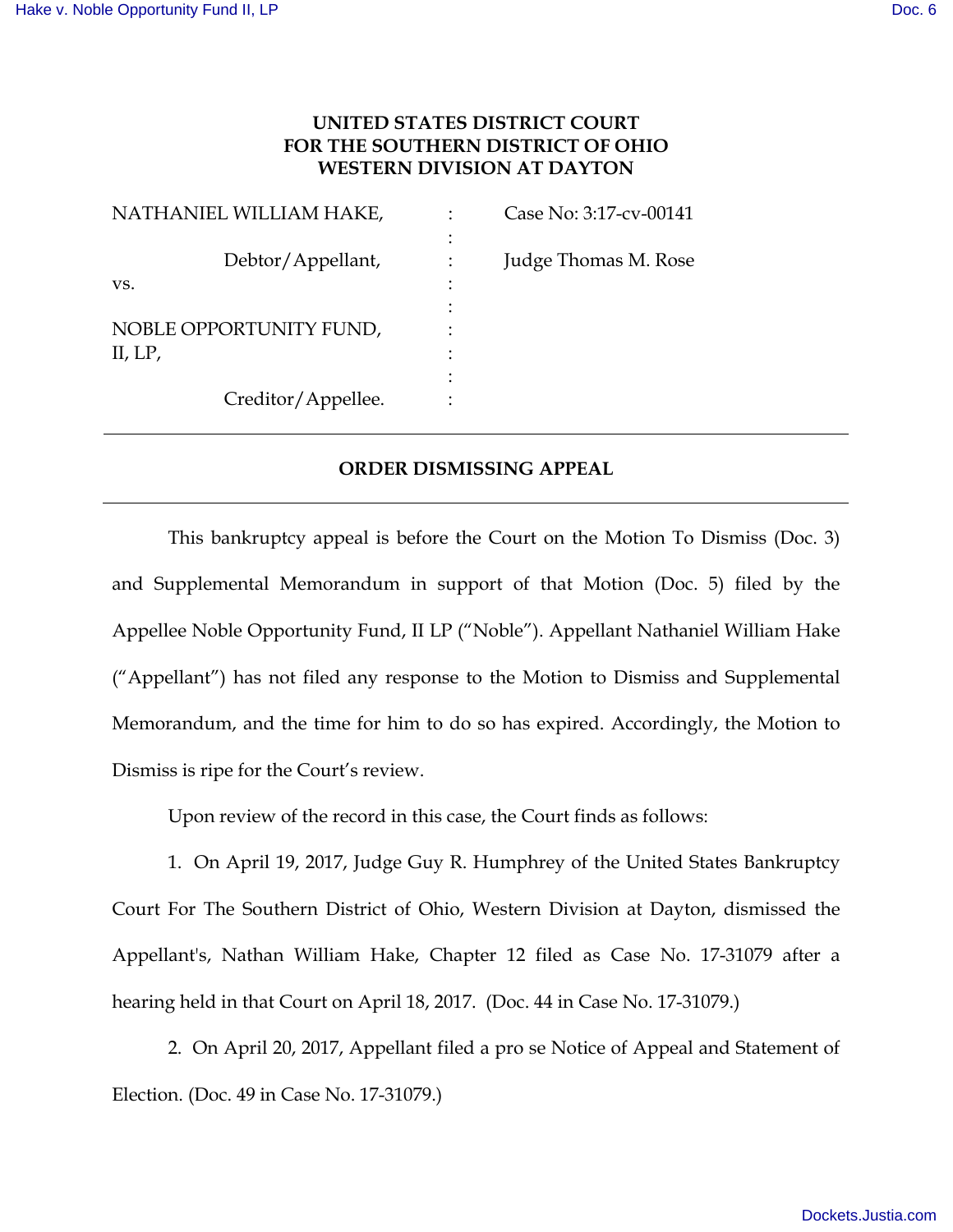**UNITED STATES DISTRICT COURT**
**FOR THE SOUTHERN DISTRICT OF OHIO**
**WESTERN DIVISION AT DAYTON**

| | | |
|---|---|---|
| NATHANIEL WILLIAM HAKE, | : | Case No: 3:17-cv-00141 |
| | : | |
| Debtor/Appellant, | : | Judge Thomas M. Rose |
| vs. | : | |
| | : | |
| NOBLE OPPORTUNITY FUND, II, LP, | : | |
| | : | |
| Creditor/Appellee. | : | |

---

**ORDER DISMISSING APPEAL**

---

This bankruptcy appeal is before the Court on the Motion To Dismiss (Doc. 3) and Supplemental Memorandum in support of that Motion (Doc. 5) filed by the Appellee Noble Opportunity Fund, II LP ("Noble"). Appellant Nathaniel William Hake ("Appellant") has not filed any response to the Motion to Dismiss and Supplemental Memorandum, and the time for him to do so has expired. Accordingly, the Motion to Dismiss is ripe for the Court's review.

Upon review of the record in this case, the Court finds as follows:

1. On April 19, 2017, Judge Guy R. Humphrey of the United States Bankruptcy Court For The Southern District of Ohio, Western Division at Dayton, dismissed the Appellant's, Nathan William Hake, Chapter 12 filed as Case No. 17-31079 after a hearing held in that Court on April 18, 2017. (Doc. 44 in Case No. 17-31079.)

2. On April 20, 2017, Appellant filed a pro se Notice of Appeal and Statement of Election. (Doc. 49 in Case No. 17-31079.)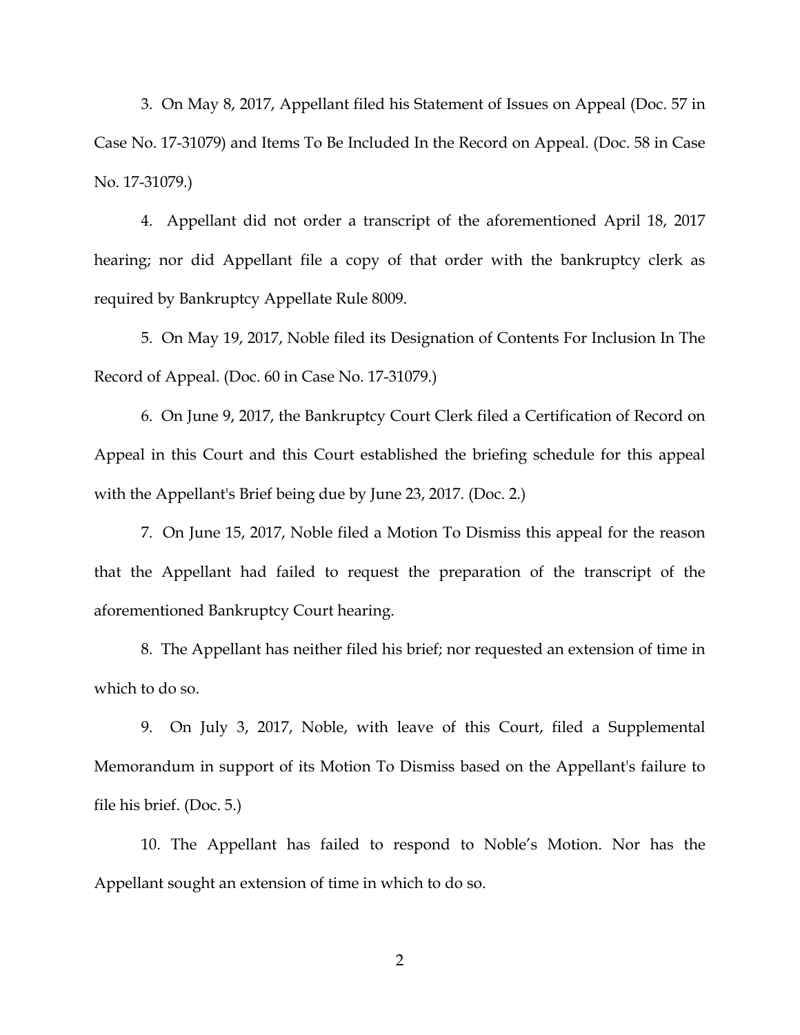3. On May 8, 2017, Appellant filed his Statement of Issues on Appeal (Doc. 57 in Case No. 17-31079) and Items To Be Included In the Record on Appeal. (Doc. 58 in Case No. 17-31079.)

4. Appellant did not order a transcript of the aforementioned April 18, 2017 hearing; nor did Appellant file a copy of that order with the bankruptcy clerk as required by Bankruptcy Appellate Rule 8009.

5. On May 19, 2017, Noble filed its Designation of Contents For Inclusion In The Record of Appeal. (Doc. 60 in Case No. 17-31079.)

6. On June 9, 2017, the Bankruptcy Court Clerk filed a Certification of Record on Appeal in this Court and this Court established the briefing schedule for this appeal with the Appellant's Brief being due by June 23, 2017. (Doc. 2.)

7. On June 15, 2017, Noble filed a Motion To Dismiss this appeal for the reason that the Appellant had failed to request the preparation of the transcript of the aforementioned Bankruptcy Court hearing.

8. The Appellant has neither filed his brief; nor requested an extension of time in which to do so.

9. On July 3, 2017, Noble, with leave of this Court, filed a Supplemental Memorandum in support of its Motion To Dismiss based on the Appellant's failure to file his brief. (Doc. 5.)

10. The Appellant has failed to respond to Noble's Motion. Nor has the Appellant sought an extension of time in which to do so.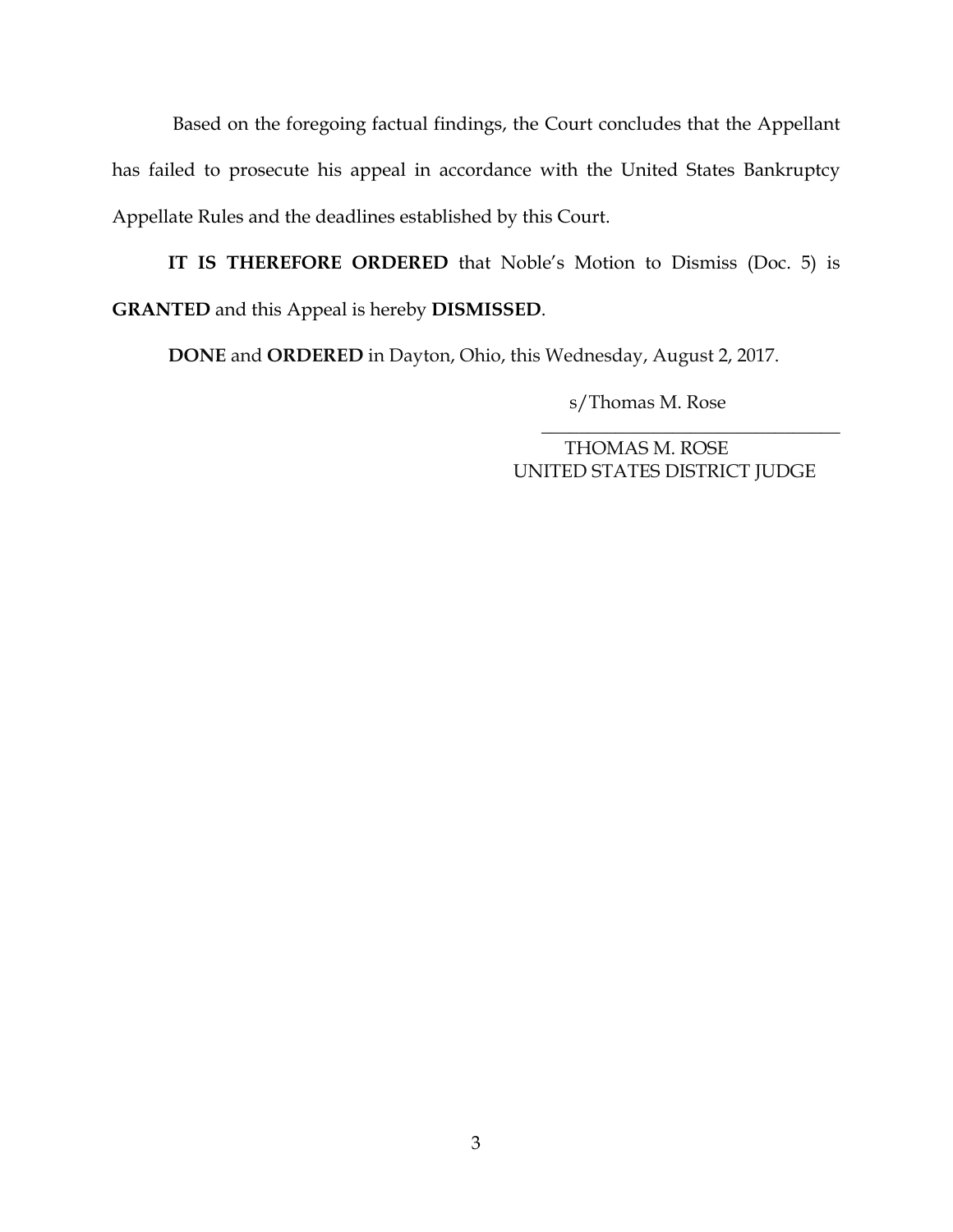Based on the foregoing factual findings, the Court concludes that the Appellant has failed to prosecute his appeal in accordance with the United States Bankruptcy Appellate Rules and the deadlines established by this Court.

**IT IS THEREFORE ORDERED** that Noble's Motion to Dismiss (Doc. 5) is **GRANTED** and this Appeal is hereby **DISMISSED**.

**DONE** and **ORDERED** in Dayton, Ohio, this Wednesday, August 2, 2017.

s/Thomas M. Rose

\_\_\_\_\_\_\_\_\_\_\_\_\_\_\_\_\_\_\_\_\_\_\_\_\_\_\_\_\_\_\_\_\_\_

THOMAS M. ROSE
UNITED STATES DISTRICT JUDGE